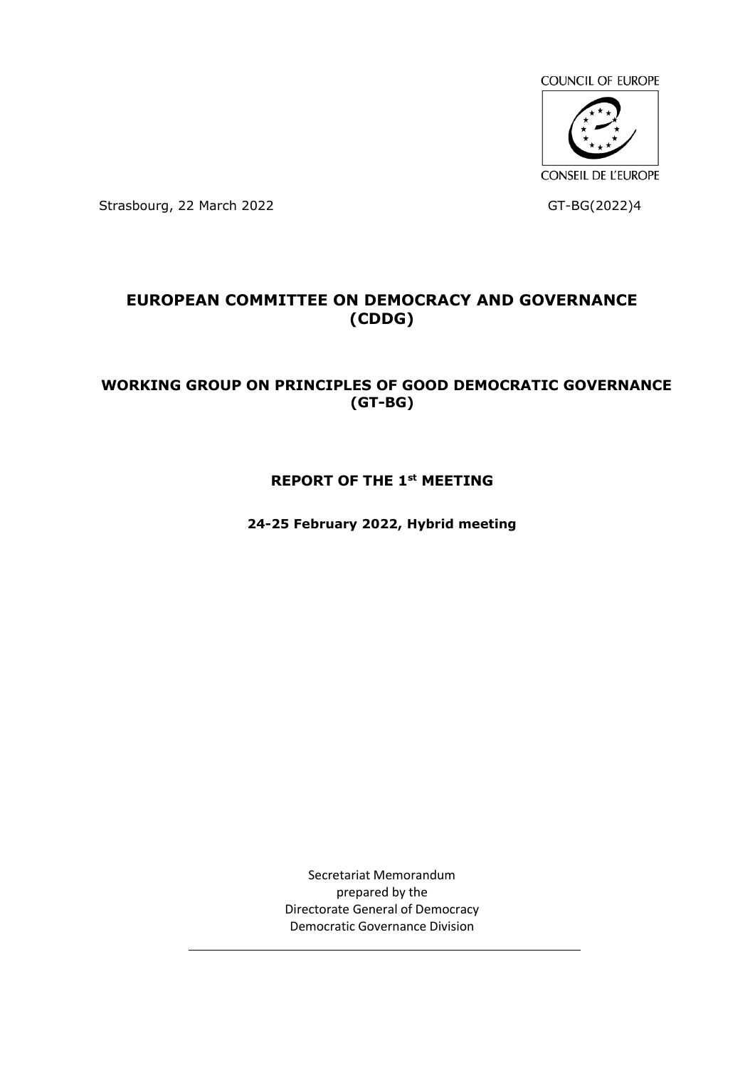COUNCIL OF EUROPE

CONSEIL DE L'EUROPE

Strasbourg, 22 March 2022

GT-BG(2022)4

# EUROPEAN COMMITTEE ON DEMOCRACY AND GOVERNANCE (CDDG)

## WORKING GROUP ON PRINCIPLES OF GOOD DEMOCRATIC GOVERNANCE (GT-BG)

## REPORT OF THE 1st MEETING

**24-25 February 2022, Hybrid meeting**

Secretariat Memorandum
prepared by the
Directorate General of Democracy
Democratic Governance Division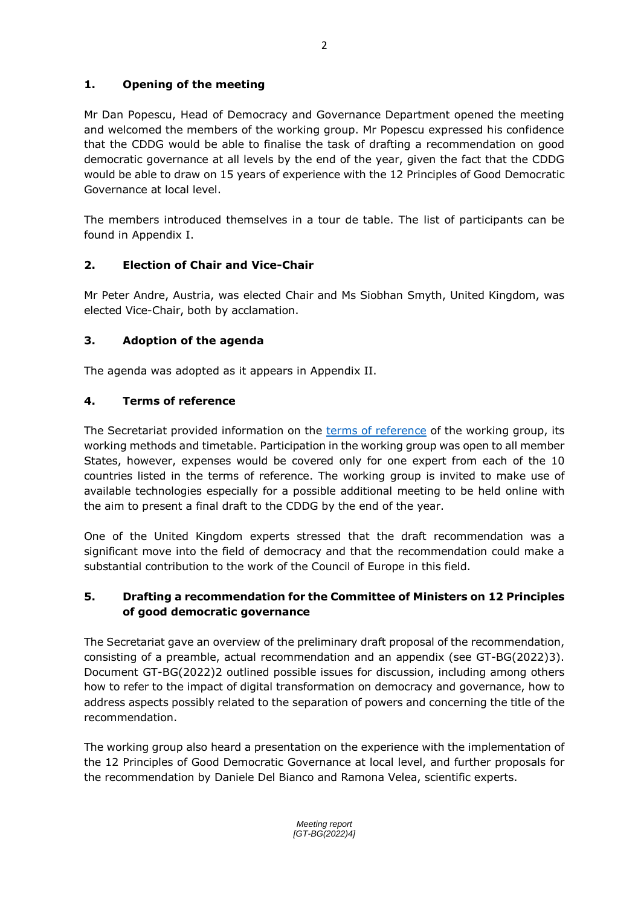## 1. Opening of the meeting

Mr Dan Popescu, Head of Democracy and Governance Department opened the meeting and welcomed the members of the working group. Mr Popescu expressed his confidence that the CDDG would be able to finalise the task of drafting a recommendation on good democratic governance at all levels by the end of the year, given the fact that the CDDG would be able to draw on 15 years of experience with the 12 Principles of Good Democratic Governance at local level.

The members introduced themselves in a tour de table. The list of participants can be found in Appendix I.

## 2. Election of Chair and Vice-Chair

Mr Peter Andre, Austria, was elected Chair and Ms Siobhan Smyth, United Kingdom, was elected Vice-Chair, both by acclamation.

## 3. Adoption of the agenda

The agenda was adopted as it appears in Appendix II.

## 4. Terms of reference

The Secretariat provided information on the terms of reference of the working group, its working methods and timetable. Participation in the working group was open to all member States, however, expenses would be covered only for one expert from each of the 10 countries listed in the terms of reference. The working group is invited to make use of available technologies especially for a possible additional meeting to be held online with the aim to present a final draft to the CDDG by the end of the year.

One of the United Kingdom experts stressed that the draft recommendation was a significant move into the field of democracy and that the recommendation could make a substantial contribution to the work of the Council of Europe in this field.

## 5. Drafting a recommendation for the Committee of Ministers on 12 Principles of good democratic governance

The Secretariat gave an overview of the preliminary draft proposal of the recommendation, consisting of a preamble, actual recommendation and an appendix (see GT-BG(2022)3). Document GT-BG(2022)2 outlined possible issues for discussion, including among others how to refer to the impact of digital transformation on democracy and governance, how to address aspects possibly related to the separation of powers and concerning the title of the recommendation.

The working group also heard a presentation on the experience with the implementation of the 12 Principles of Good Democratic Governance at local level, and further proposals for the recommendation by Daniele Del Bianco and Ramona Velea, scientific experts.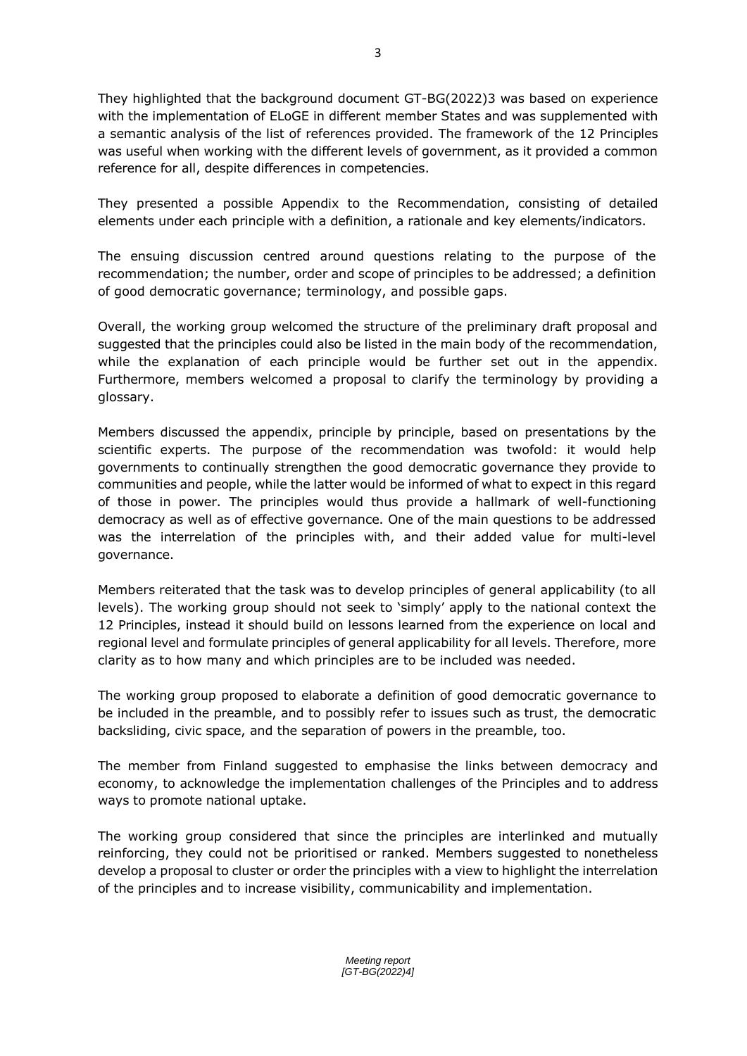They highlighted that the background document GT-BG(2022)3 was based on experience with the implementation of ELoGE in different member States and was supplemented with a semantic analysis of the list of references provided. The framework of the 12 Principles was useful when working with the different levels of government, as it provided a common reference for all, despite differences in competencies.

They presented a possible Appendix to the Recommendation, consisting of detailed elements under each principle with a definition, a rationale and key elements/indicators.

The ensuing discussion centred around questions relating to the purpose of the recommendation; the number, order and scope of principles to be addressed; a definition of good democratic governance; terminology, and possible gaps.

Overall, the working group welcomed the structure of the preliminary draft proposal and suggested that the principles could also be listed in the main body of the recommendation, while the explanation of each principle would be further set out in the appendix. Furthermore, members welcomed a proposal to clarify the terminology by providing a glossary.

Members discussed the appendix, principle by principle, based on presentations by the scientific experts. The purpose of the recommendation was twofold: it would help governments to continually strengthen the good democratic governance they provide to communities and people, while the latter would be informed of what to expect in this regard of those in power. The principles would thus provide a hallmark of well-functioning democracy as well as of effective governance. One of the main questions to be addressed was the interrelation of the principles with, and their added value for multi-level governance.

Members reiterated that the task was to develop principles of general applicability (to all levels). The working group should not seek to 'simply' apply to the national context the 12 Principles, instead it should build on lessons learned from the experience on local and regional level and formulate principles of general applicability for all levels. Therefore, more clarity as to how many and which principles are to be included was needed.

The working group proposed to elaborate a definition of good democratic governance to be included in the preamble, and to possibly refer to issues such as trust, the democratic backsliding, civic space, and the separation of powers in the preamble, too.

The member from Finland suggested to emphasise the links between democracy and economy, to acknowledge the implementation challenges of the Principles and to address ways to promote national uptake.

The working group considered that since the principles are interlinked and mutually reinforcing, they could not be prioritised or ranked. Members suggested to nonetheless develop a proposal to cluster or order the principles with a view to highlight the interrelation of the principles and to increase visibility, communicability and implementation.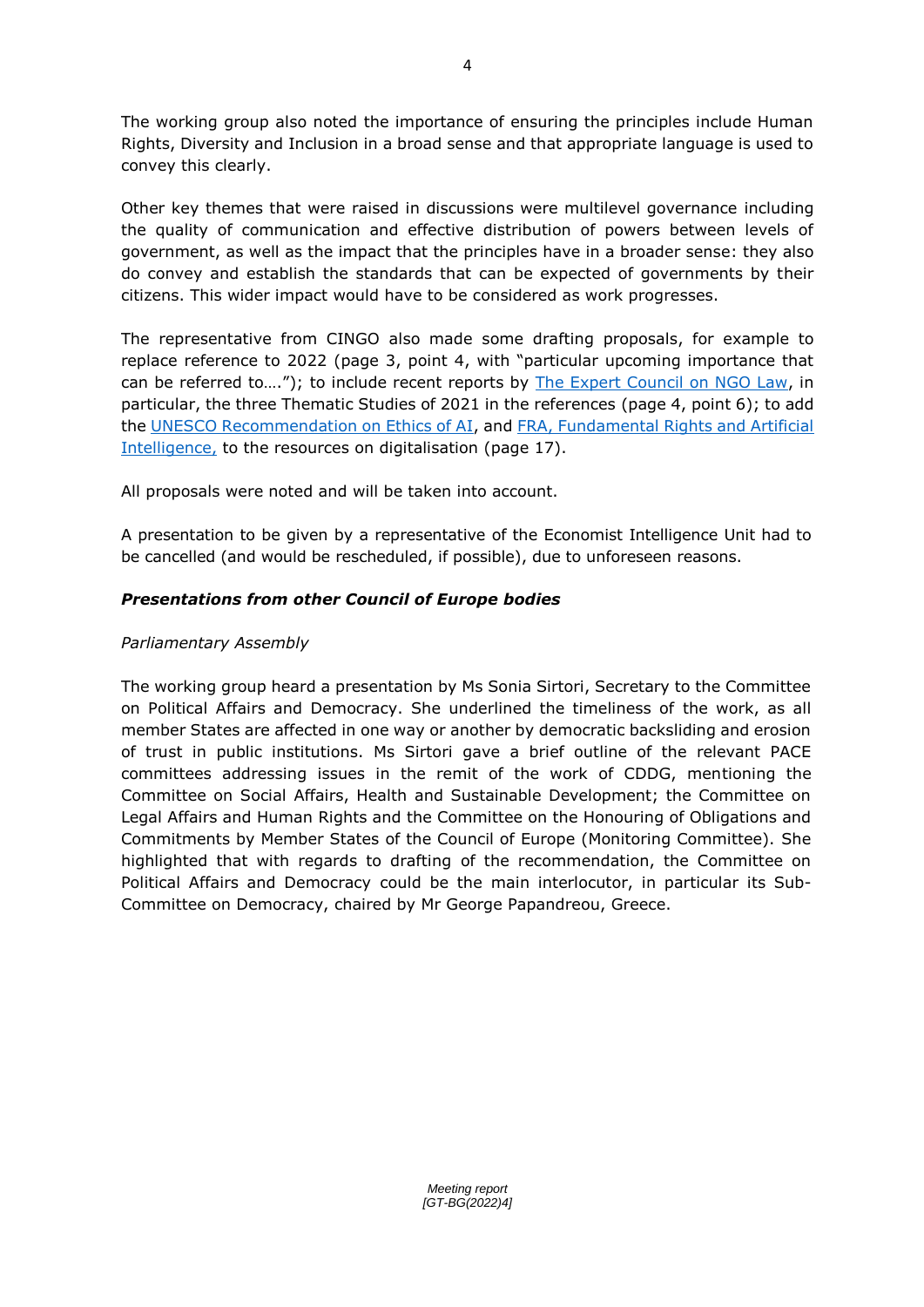The working group also noted the importance of ensuring the principles include Human Rights, Diversity and Inclusion in a broad sense and that appropriate language is used to convey this clearly.

Other key themes that were raised in discussions were multilevel governance including the quality of communication and effective distribution of powers between levels of government, as well as the impact that the principles have in a broader sense: they also do convey and establish the standards that can be expected of governments by their citizens. This wider impact would have to be considered as work progresses.

The representative from CINGO also made some drafting proposals, for example to replace reference to 2022 (page 3, point 4, with "particular upcoming importance that can be referred to…."); to include recent reports by The Expert Council on NGO Law, in particular, the three Thematic Studies of 2021 in the references (page 4, point 6); to add the UNESCO Recommendation on Ethics of AI, and FRA, Fundamental Rights and Artificial Intelligence, to the resources on digitalisation (page 17).

All proposals were noted and will be taken into account.

A presentation to be given by a representative of the Economist Intelligence Unit had to be cancelled (and would be rescheduled, if possible), due to unforeseen reasons.

***Presentations from other Council of Europe bodies***

*Parliamentary Assembly*

The working group heard a presentation by Ms Sonia Sirtori, Secretary to the Committee on Political Affairs and Democracy. She underlined the timeliness of the work, as all member States are affected in one way or another by democratic backsliding and erosion of trust in public institutions. Ms Sirtori gave a brief outline of the relevant PACE committees addressing issues in the remit of the work of CDDG, mentioning the Committee on Social Affairs, Health and Sustainable Development; the Committee on Legal Affairs and Human Rights and the Committee on the Honouring of Obligations and Commitments by Member States of the Council of Europe (Monitoring Committee). She highlighted that with regards to drafting of the recommendation, the Committee on Political Affairs and Democracy could be the main interlocutor, in particular its Sub-Committee on Democracy, chaired by Mr George Papandreou, Greece.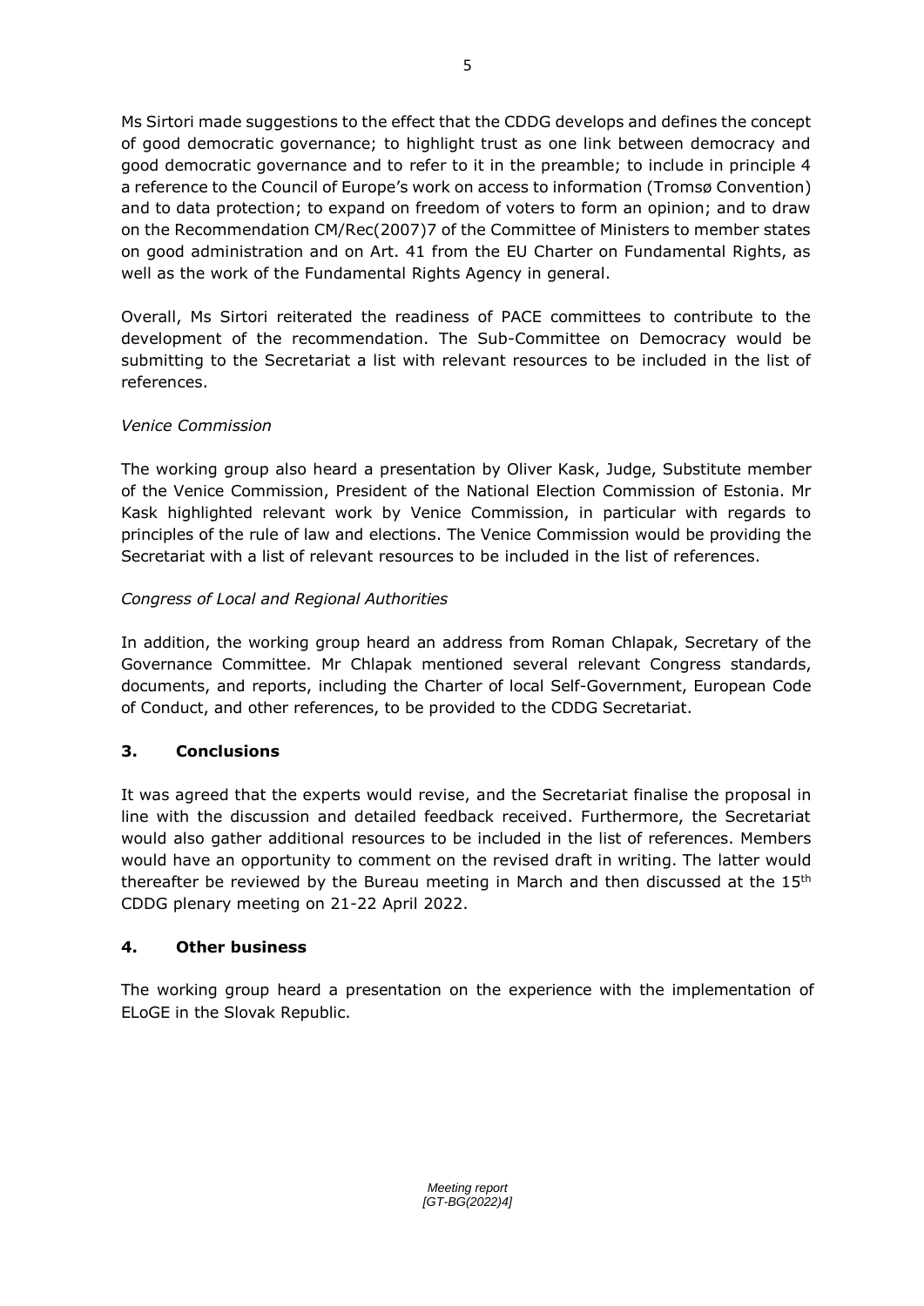Ms Sirtori made suggestions to the effect that the CDDG develops and defines the concept of good democratic governance; to highlight trust as one link between democracy and good democratic governance and to refer to it in the preamble; to include in principle 4 a reference to the Council of Europe's work on access to information (Tromsø Convention) and to data protection; to expand on freedom of voters to form an opinion; and to draw on the Recommendation CM/Rec(2007)7 of the Committee of Ministers to member states on good administration and on Art. 41 from the EU Charter on Fundamental Rights, as well as the work of the Fundamental Rights Agency in general.

Overall, Ms Sirtori reiterated the readiness of PACE committees to contribute to the development of the recommendation. The Sub-Committee on Democracy would be submitting to the Secretariat a list with relevant resources to be included in the list of references.

*Venice Commission*

The working group also heard a presentation by Oliver Kask, Judge, Substitute member of the Venice Commission, President of the National Election Commission of Estonia. Mr Kask highlighted relevant work by Venice Commission, in particular with regards to principles of the rule of law and elections. The Venice Commission would be providing the Secretariat with a list of relevant resources to be included in the list of references.

*Congress of Local and Regional Authorities*

In addition, the working group heard an address from Roman Chlapak, Secretary of the Governance Committee. Mr Chlapak mentioned several relevant Congress standards, documents, and reports, including the Charter of local Self-Government, European Code of Conduct, and other references, to be provided to the CDDG Secretariat.

## 3. Conclusions

It was agreed that the experts would revise, and the Secretariat finalise the proposal in line with the discussion and detailed feedback received. Furthermore, the Secretariat would also gather additional resources to be included in the list of references. Members would have an opportunity to comment on the revised draft in writing. The latter would thereafter be reviewed by the Bureau meeting in March and then discussed at the 15th CDDG plenary meeting on 21-22 April 2022.

## 4. Other business

The working group heard a presentation on the experience with the implementation of ELoGE in the Slovak Republic.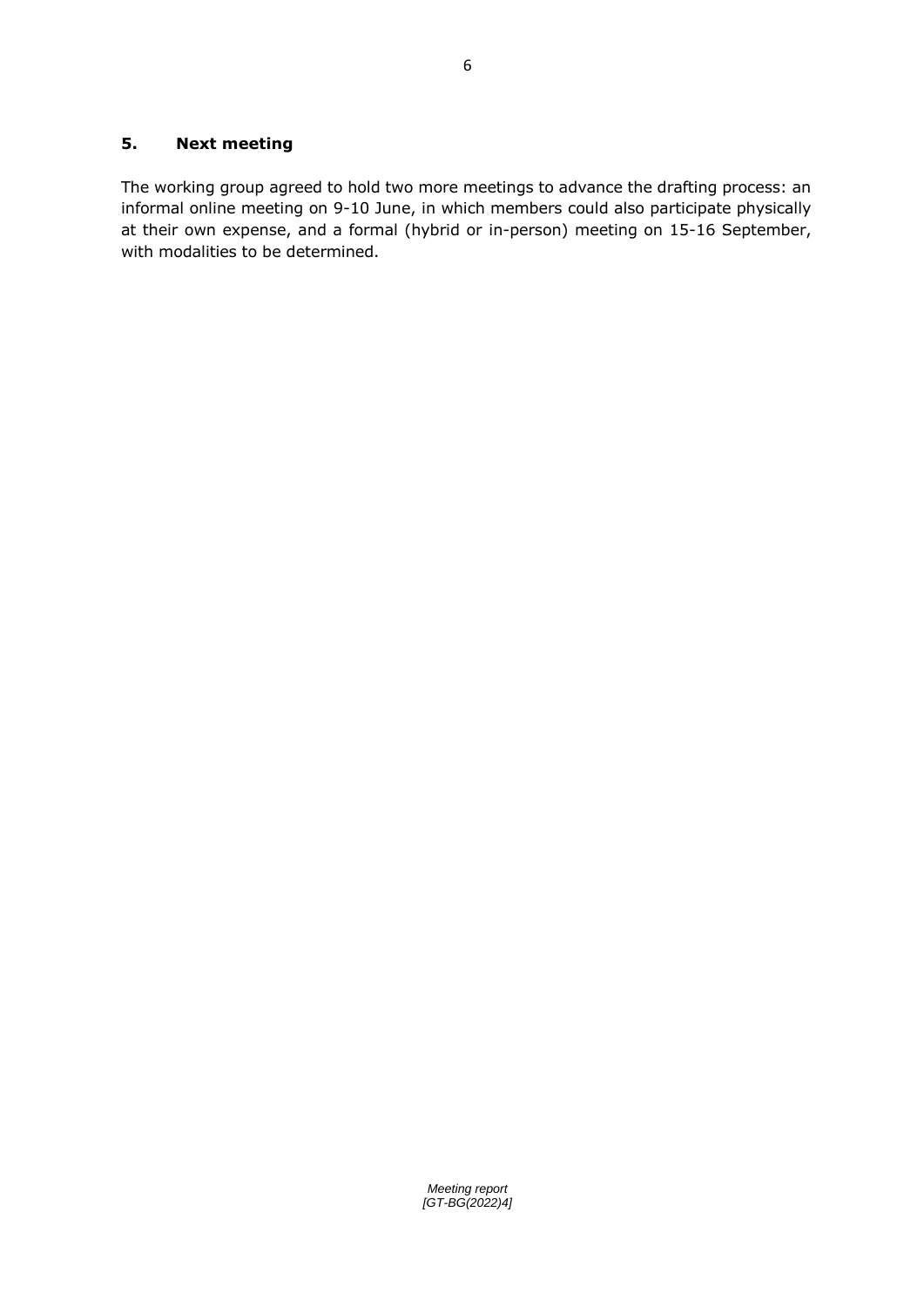## 5. Next meeting

The working group agreed to hold two more meetings to advance the drafting process: an informal online meeting on 9-10 June, in which members could also participate physically at their own expense, and a formal (hybrid or in-person) meeting on 15-16 September, with modalities to be determined.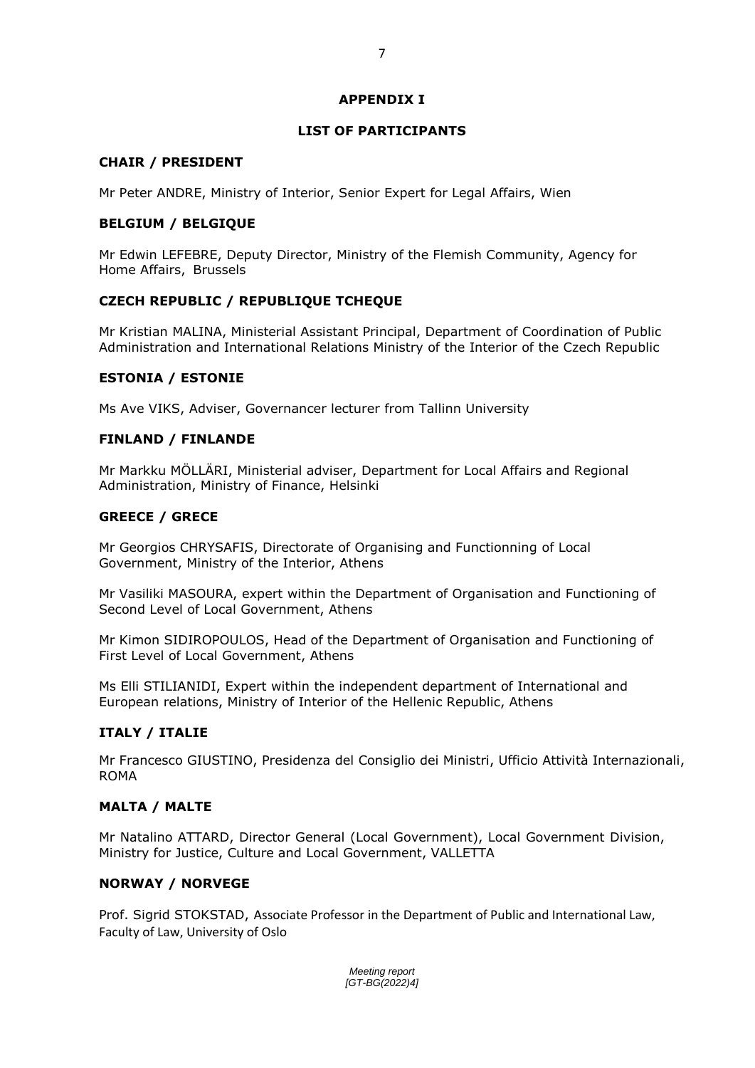# APPENDIX I

## LIST OF PARTICIPANTS

### CHAIR / PRESIDENT

Mr Peter ANDRE, Ministry of Interior, Senior Expert for Legal Affairs, Wien

### BELGIUM / BELGIQUE

Mr Edwin LEFEBRE, Deputy Director, Ministry of the Flemish Community, Agency for Home Affairs, Brussels

### CZECH REPUBLIC / REPUBLIQUE TCHEQUE

Mr Kristian MALINA, Ministerial Assistant Principal, Department of Coordination of Public Administration and International Relations Ministry of the Interior of the Czech Republic

### ESTONIA / ESTONIE

Ms Ave VIKS, Adviser, Governancer lecturer from Tallinn University

### FINLAND / FINLANDE

Mr Markku MÖLLÄRI, Ministerial adviser, Department for Local Affairs and Regional Administration, Ministry of Finance, Helsinki

### GREECE / GRECE

Mr Georgios CHRYSAFIS, Directorate of Organising and Functionning of Local Government, Ministry of the Interior, Athens

Mr Vasiliki MASOURA, expert within the Department of Organisation and Functioning of Second Level of Local Government, Athens

Mr Kimon SIDIROPOULOS, Head of the Department of Organisation and Functioning of First Level of Local Government, Athens

Ms Elli STILIANIDI, Expert within the independent department of International and European relations, Ministry of Interior of the Hellenic Republic, Athens

### ITALY / ITALIE

Mr Francesco GIUSTINO, Presidenza del Consiglio dei Ministri, Ufficio Attività Internazionali, ROMA

### MALTA / MALTE

Mr Natalino ATTARD, Director General (Local Government), Local Government Division, Ministry for Justice, Culture and Local Government, VALLETTA

### NORWAY / NORVEGE

Prof. Sigrid STOKSTAD, Associate Professor in the Department of Public and International Law, Faculty of Law, University of Oslo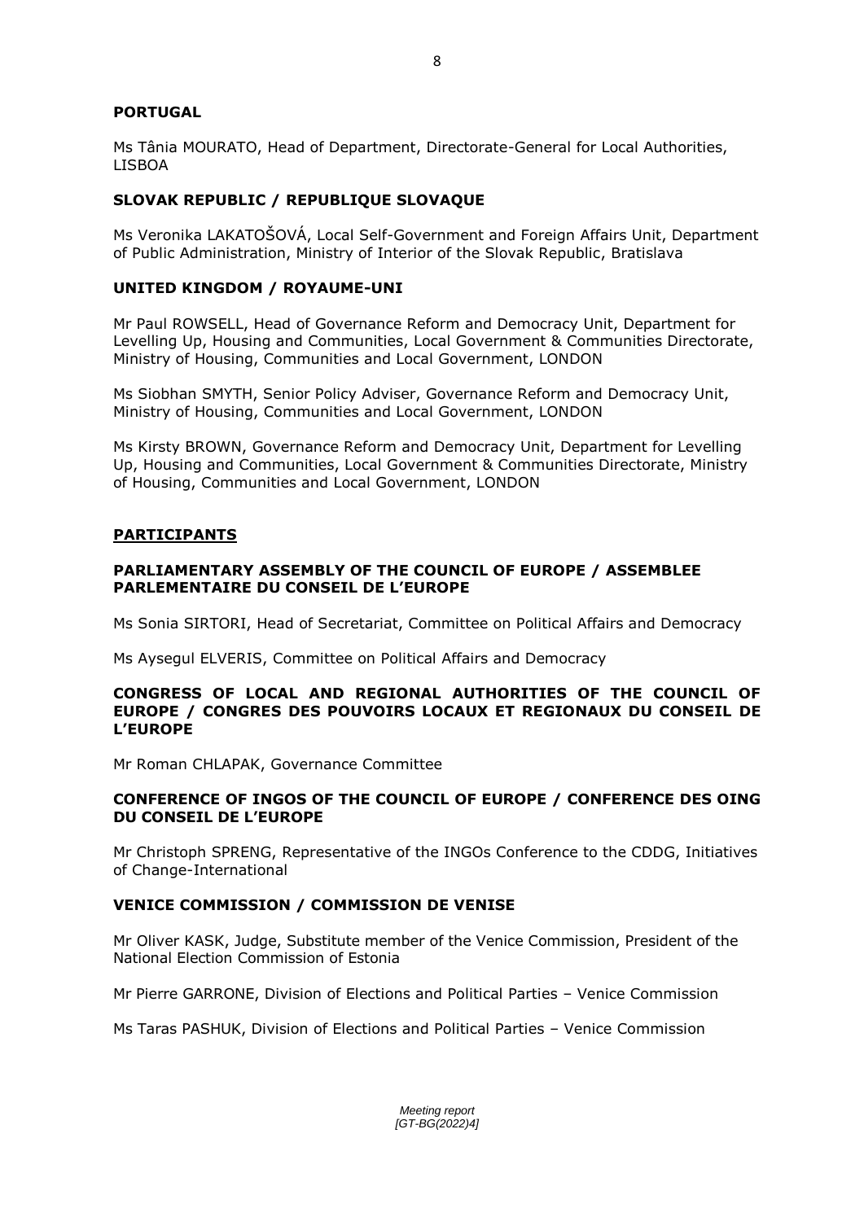**PORTUGAL**

Ms Tânia MOURATO, Head of Department, Directorate-General for Local Authorities, LISBOA

**SLOVAK REPUBLIC / REPUBLIQUE SLOVAQUE**

Ms Veronika LAKATOŠOVÁ, Local Self-Government and Foreign Affairs Unit, Department of Public Administration, Ministry of Interior of the Slovak Republic, Bratislava

**UNITED KINGDOM / ROYAUME-UNI**

Mr Paul ROWSELL, Head of Governance Reform and Democracy Unit, Department for Levelling Up, Housing and Communities, Local Government & Communities Directorate, Ministry of Housing, Communities and Local Government, LONDON

Ms Siobhan SMYTH, Senior Policy Adviser, Governance Reform and Democracy Unit, Ministry of Housing, Communities and Local Government, LONDON

Ms Kirsty BROWN, Governance Reform and Democracy Unit, Department for Levelling Up, Housing and Communities, Local Government & Communities Directorate, Ministry of Housing, Communities and Local Government, LONDON

## PARTICIPANTS

**PARLIAMENTARY ASSEMBLY OF THE COUNCIL OF EUROPE / ASSEMBLEE PARLEMENTAIRE DU CONSEIL DE L'EUROPE**

Ms Sonia SIRTORI, Head of Secretariat, Committee on Political Affairs and Democracy

Ms Aysegul ELVERIS, Committee on Political Affairs and Democracy

**CONGRESS OF LOCAL AND REGIONAL AUTHORITIES OF THE COUNCIL OF EUROPE / CONGRES DES POUVOIRS LOCAUX ET REGIONAUX DU CONSEIL DE L'EUROPE**

Mr Roman CHLAPAK, Governance Committee

**CONFERENCE OF INGOS OF THE COUNCIL OF EUROPE / CONFERENCE DES OING DU CONSEIL DE L'EUROPE**

Mr Christoph SPRENG, Representative of the INGOs Conference to the CDDG, Initiatives of Change-International

**VENICE COMMISSION / COMMISSION DE VENISE**

Mr Oliver KASK, Judge, Substitute member of the Venice Commission, President of the National Election Commission of Estonia

Mr Pierre GARRONE, Division of Elections and Political Parties – Venice Commission

Ms Taras PASHUK, Division of Elections and Political Parties – Venice Commission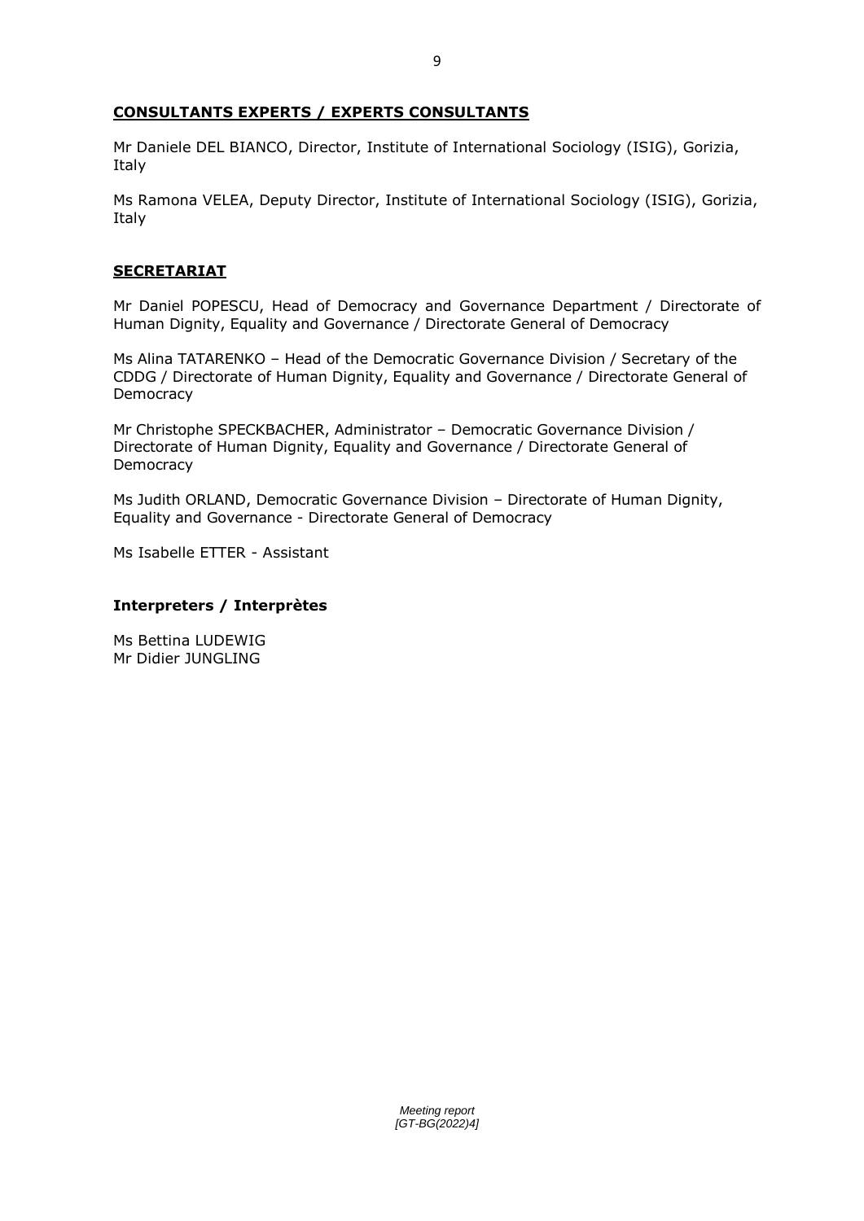## **CONSULTANTS EXPERTS / EXPERTS CONSULTANTS**

Mr Daniele DEL BIANCO, Director, Institute of International Sociology (ISIG), Gorizia, Italy

Ms Ramona VELEA, Deputy Director, Institute of International Sociology (ISIG), Gorizia, Italy

## **SECRETARIAT**

Mr Daniel POPESCU, Head of Democracy and Governance Department / Directorate of Human Dignity, Equality and Governance / Directorate General of Democracy

Ms Alina TATARENKO – Head of the Democratic Governance Division / Secretary of the CDDG / Directorate of Human Dignity, Equality and Governance / Directorate General of Democracy

Mr Christophe SPECKBACHER, Administrator – Democratic Governance Division / Directorate of Human Dignity, Equality and Governance / Directorate General of Democracy

Ms Judith ORLAND, Democratic Governance Division – Directorate of Human Dignity, Equality and Governance - Directorate General of Democracy

Ms Isabelle ETTER - Assistant

### **Interpreters / Interprètes**

Ms Bettina LUDEWIG
Mr Didier JUNGLING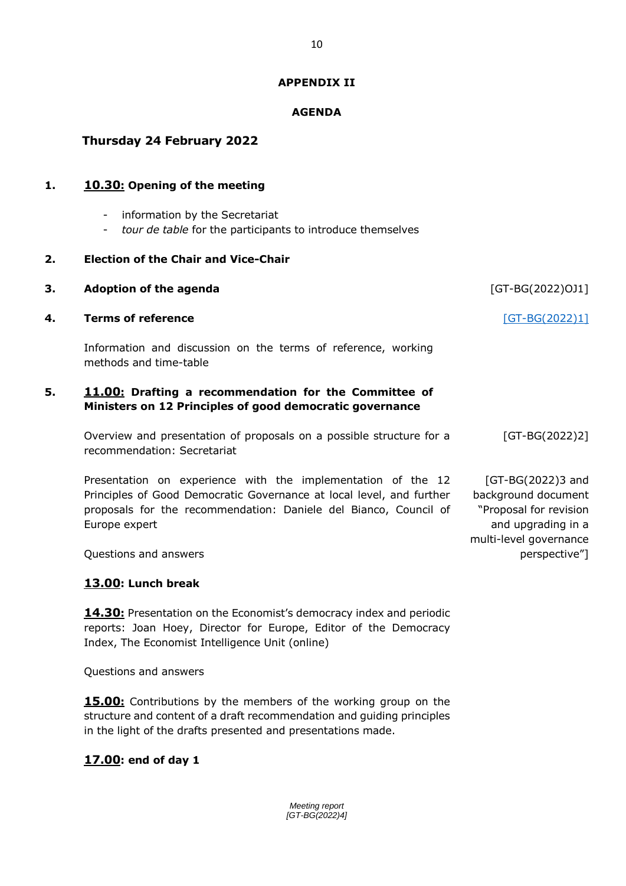# APPENDIX II

## AGENDA

### Thursday 24 February 2022

**1. <u>10.30:</u> Opening of the meeting**

- information by the Secretariat
- *tour de table* for the participants to introduce themselves

**2. Election of the Chair and Vice-Chair**

**3. Adoption of the agenda** [GT-BG(2022)OJ1]

**4. Terms of reference** [GT-BG(2022)1]

Information and discussion on the terms of reference, working methods and time-table

**5. <u>11.00:</u> Drafting a recommendation for the Committee of Ministers on 12 Principles of good democratic governance**

Overview and presentation of proposals on a possible structure for a recommendation: Secretariat [GT-BG(2022)2]

Presentation on experience with the implementation of the 12 Principles of Good Democratic Governance at local level, and further proposals for the recommendation: Daniele del Bianco, Council of Europe expert [GT-BG(2022)3 and background document "Proposal for revision and upgrading in a multi-level governance perspective"]

Questions and answers

**<u>13.00</u>: Lunch break**

**<u>14.30:</u>** Presentation on the Economist's democracy index and periodic reports: Joan Hoey, Director for Europe, Editor of the Democracy Index, The Economist Intelligence Unit (online)

Questions and answers

**<u>15.00:</u>** Contributions by the members of the working group on the structure and content of a draft recommendation and guiding principles in the light of the drafts presented and presentations made.

**<u>17.00</u>: end of day 1**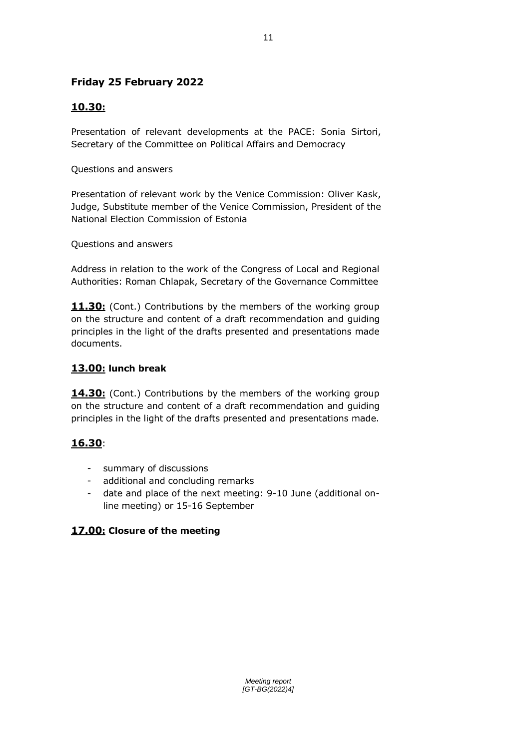### **Friday 25 February 2022**

**10.30:**

Presentation of relevant developments at the PACE: Sonia Sirtori, Secretary of the Committee on Political Affairs and Democracy

Questions and answers

Presentation of relevant work by the Venice Commission: Oliver Kask, Judge, Substitute member of the Venice Commission, President of the National Election Commission of Estonia

Questions and answers

Address in relation to the work of the Congress of Local and Regional Authorities: Roman Chlapak, Secretary of the Governance Committee

**11.30:** (Cont.) Contributions by the members of the working group on the structure and content of a draft recommendation and guiding principles in the light of the drafts presented and presentations made documents.

**13.00: lunch break**

**14.30:** (Cont.) Contributions by the members of the working group on the structure and content of a draft recommendation and guiding principles in the light of the drafts presented and presentations made.

**16.30**:

- summary of discussions
- additional and concluding remarks
- date and place of the next meeting: 9-10 June (additional on-line meeting) or 15-16 September

**17.00: Closure of the meeting**

*Meeting report*
*[GT-BG(2022)4]*